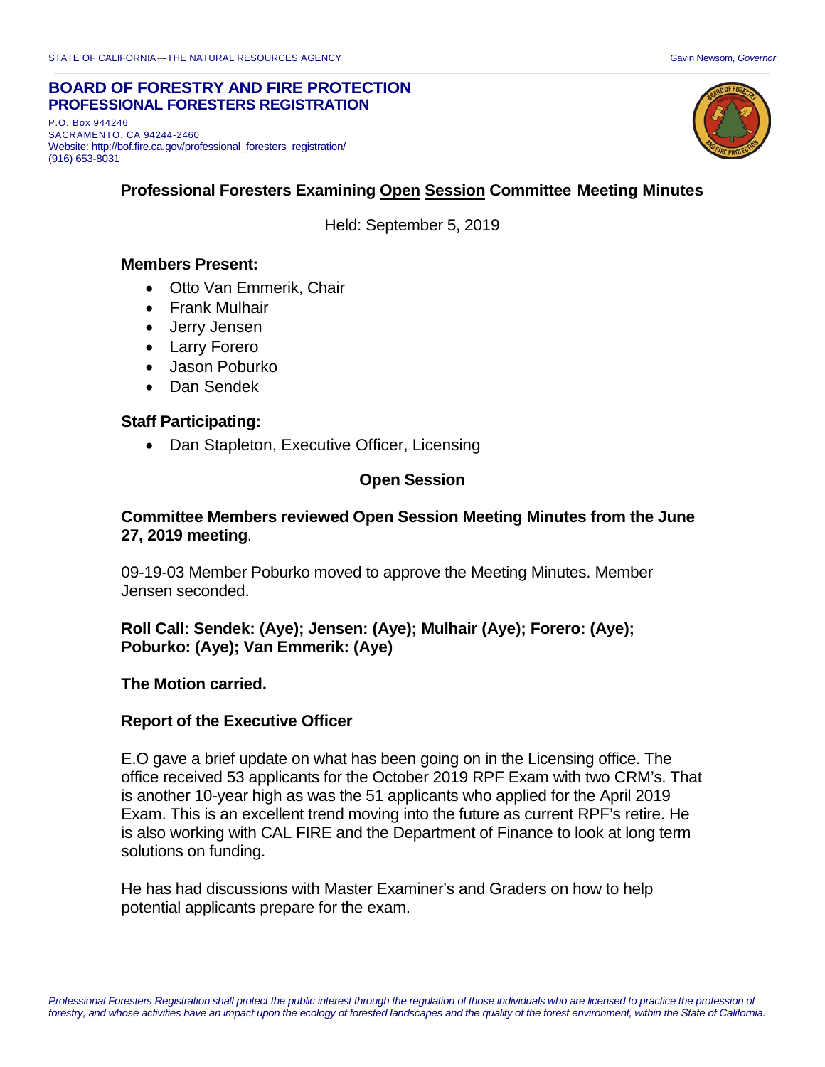STATE OF CALIFORNIA—THE NATURAL RESOURCES AGENCY Gavin Newsom, *Governor*

## BOARD OF FORESTRY AND FIRE PROTECTION
## PROFESSIONAL FORESTERS REGISTRATION

P.O. Box 944246
SACRAMENTO, CA 94244-2460
Website: http://bof.fire.ca.gov/professional_foresters_registration/
(916) 653-8031

# Professional Foresters Examining Open Session Committee Meeting Minutes

Held: September 5, 2019

**Members Present:**

- Otto Van Emmerik, Chair
- Frank Mulhair
- Jerry Jensen
- Larry Forero
- Jason Poburko
- Dan Sendek

**Staff Participating:**

- Dan Stapleton, Executive Officer, Licensing

**Open Session**

**Committee Members reviewed Open Session Meeting Minutes from the June 27, 2019 meeting**.

09-19-03 Member Poburko moved to approve the Meeting Minutes. Member Jensen seconded.

**Roll Call: Sendek: (Aye); Jensen: (Aye); Mulhair (Aye); Forero: (Aye); Poburko: (Aye); Van Emmerik: (Aye)**

**The Motion carried.**

**Report of the Executive Officer**

E.O gave a brief update on what has been going on in the Licensing office. The office received 53 applicants for the October 2019 RPF Exam with two CRM's. That is another 10-year high as was the 51 applicants who applied for the April 2019 Exam. This is an excellent trend moving into the future as current RPF's retire. He is also working with CAL FIRE and the Department of Finance to look at long term solutions on funding.

He has had discussions with Master Examiner's and Graders on how to help potential applicants prepare for the exam.

*Professional Foresters Registration shall protect the public interest through the regulation of those individuals who are licensed to practice the profession of forestry, and whose activities have an impact upon the ecology of forested landscapes and the quality of the forest environment, within the State of California.*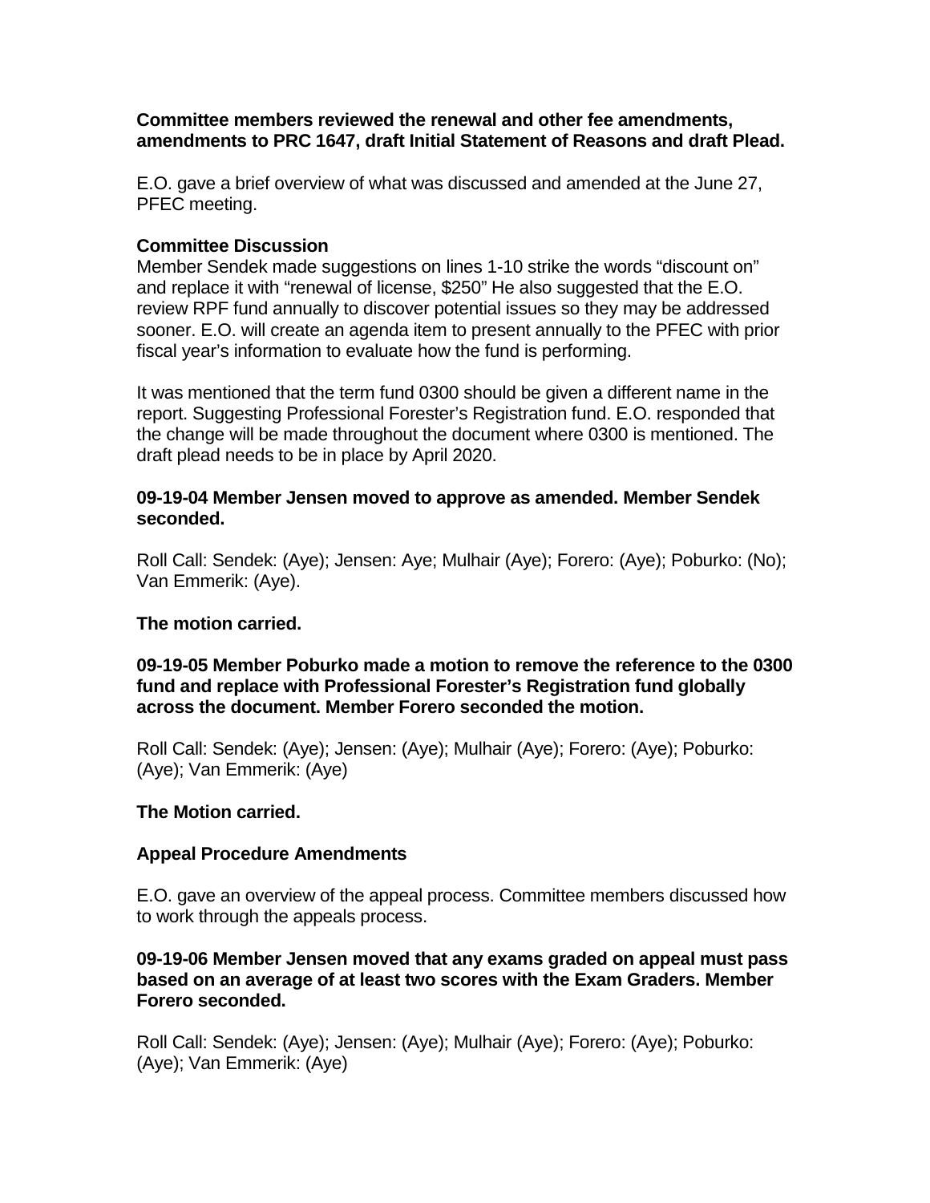**Committee members reviewed the renewal and other fee amendments, amendments to PRC 1647, draft Initial Statement of Reasons and draft Plead.**

E.O. gave a brief overview of what was discussed and amended at the June 27, PFEC meeting.

**Committee Discussion**

Member Sendek made suggestions on lines 1-10 strike the words "discount on" and replace it with "renewal of license, $250" He also suggested that the E.O. review RPF fund annually to discover potential issues so they may be addressed sooner. E.O. will create an agenda item to present annually to the PFEC with prior fiscal year's information to evaluate how the fund is performing.

It was mentioned that the term fund 0300 should be given a different name in the report. Suggesting Professional Forester's Registration fund. E.O. responded that the change will be made throughout the document where 0300 is mentioned. The draft plead needs to be in place by April 2020.

**09-19-04 Member Jensen moved to approve as amended. Member Sendek seconded.**

Roll Call: Sendek: (Aye); Jensen: Aye; Mulhair (Aye); Forero: (Aye); Poburko: (No); Van Emmerik: (Aye).

**The motion carried.**

**09-19-05 Member Poburko made a motion to remove the reference to the 0300 fund and replace with Professional Forester's Registration fund globally across the document. Member Forero seconded the motion.**

Roll Call: Sendek: (Aye); Jensen: (Aye); Mulhair (Aye); Forero: (Aye); Poburko: (Aye); Van Emmerik: (Aye)

**The Motion carried.**

**Appeal Procedure Amendments**

E.O. gave an overview of the appeal process. Committee members discussed how to work through the appeals process.

**09-19-06 Member Jensen moved that any exams graded on appeal must pass based on an average of at least two scores with the Exam Graders. Member Forero seconded.**

Roll Call: Sendek: (Aye); Jensen: (Aye); Mulhair (Aye); Forero: (Aye); Poburko: (Aye); Van Emmerik: (Aye)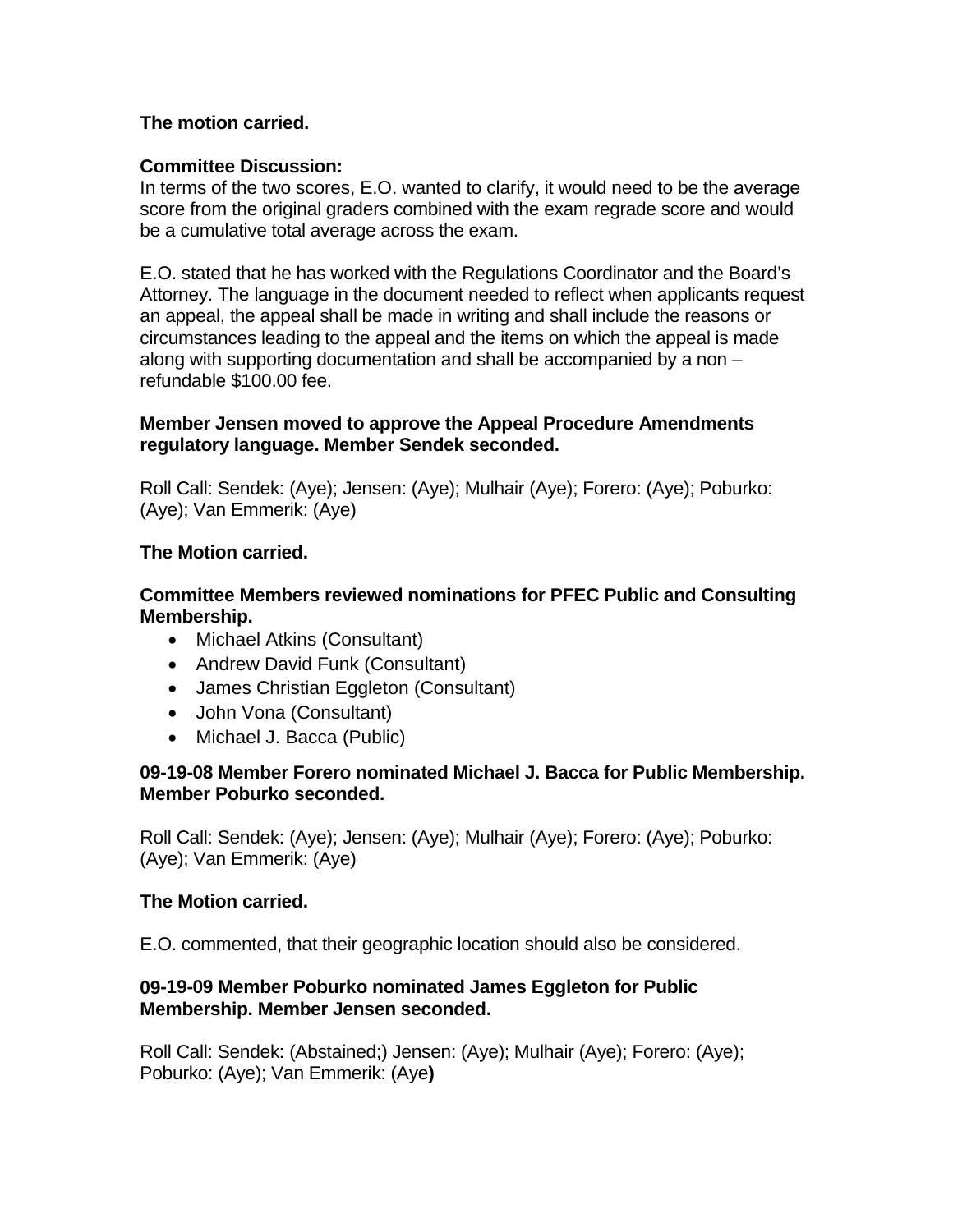**The motion carried.**

**Committee Discussion:**
In terms of the two scores, E.O. wanted to clarify, it would need to be the average score from the original graders combined with the exam regrade score and would be a cumulative total average across the exam.

E.O. stated that he has worked with the Regulations Coordinator and the Board's Attorney. The language in the document needed to reflect when applicants request an appeal, the appeal shall be made in writing and shall include the reasons or circumstances leading to the appeal and the items on which the appeal is made along with supporting documentation and shall be accompanied by a non – refundable $100.00 fee.

**Member Jensen moved to approve the Appeal Procedure Amendments regulatory language. Member Sendek seconded.**

Roll Call: Sendek: (Aye); Jensen: (Aye); Mulhair (Aye); Forero: (Aye); Poburko: (Aye); Van Emmerik: (Aye)

**The Motion carried.**

**Committee Members reviewed nominations for PFEC Public and Consulting Membership.**

- Michael Atkins (Consultant)
- Andrew David Funk (Consultant)
- James Christian Eggleton (Consultant)
- John Vona (Consultant)
- Michael J. Bacca (Public)

**09-19-08 Member Forero nominated Michael J. Bacca for Public Membership. Member Poburko seconded.**

Roll Call: Sendek: (Aye); Jensen: (Aye); Mulhair (Aye); Forero: (Aye); Poburko: (Aye); Van Emmerik: (Aye)

**The Motion carried.**

E.O. commented, that their geographic location should also be considered.

**09-19-09 Member Poburko nominated James Eggleton for Public Membership. Member Jensen seconded.**

Roll Call: Sendek: (Abstained;) Jensen: (Aye); Mulhair (Aye); Forero: (Aye); Poburko: (Aye); Van Emmerik: (Aye**)**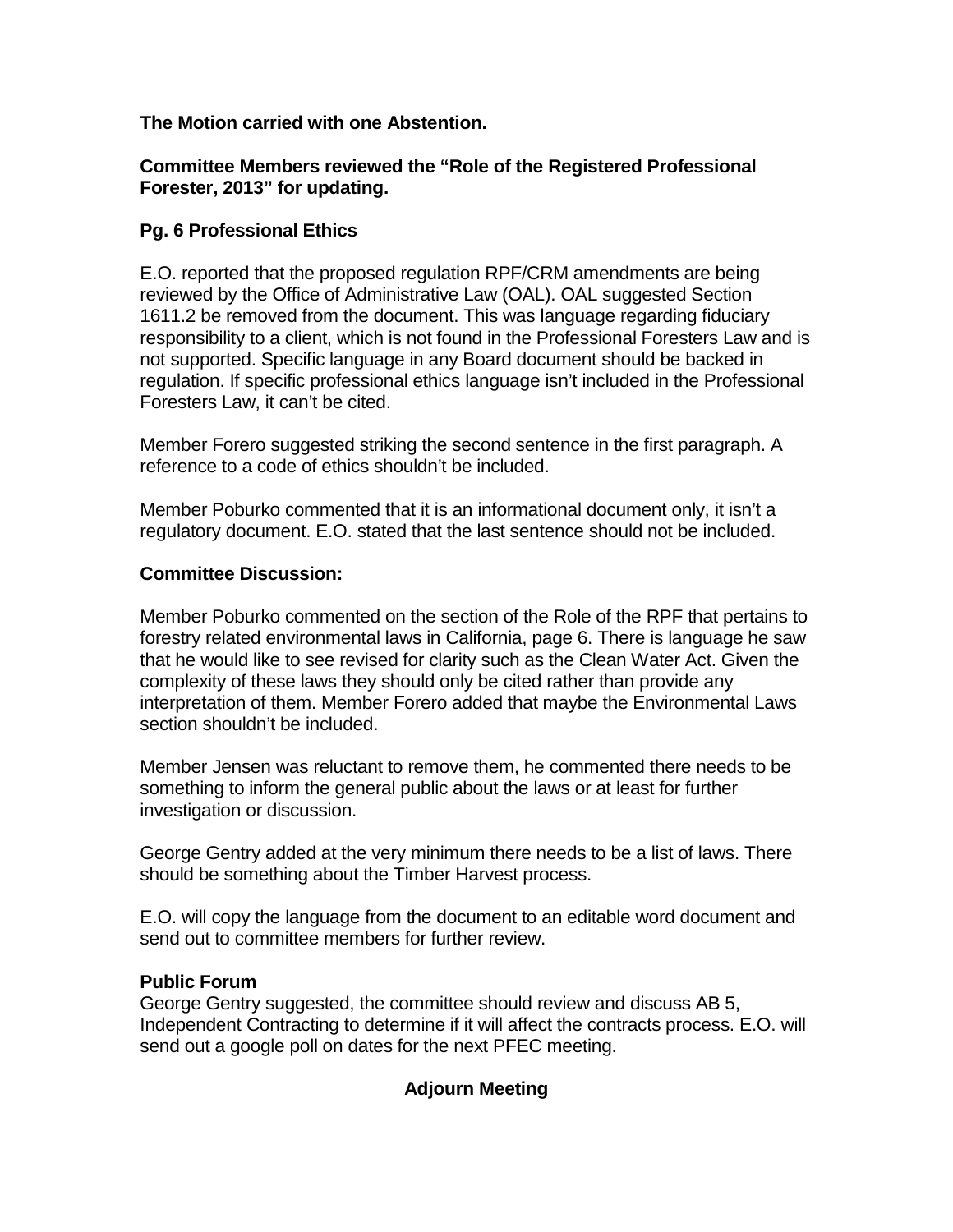**The Motion carried with one Abstention.**

**Committee Members reviewed the "Role of the Registered Professional Forester, 2013" for updating.**

**Pg. 6 Professional Ethics**

E.O. reported that the proposed regulation RPF/CRM amendments are being reviewed by the Office of Administrative Law (OAL). OAL suggested Section 1611.2 be removed from the document. This was language regarding fiduciary responsibility to a client, which is not found in the Professional Foresters Law and is not supported. Specific language in any Board document should be backed in regulation. If specific professional ethics language isn't included in the Professional Foresters Law, it can't be cited.

Member Forero suggested striking the second sentence in the first paragraph. A reference to a code of ethics shouldn't be included.

Member Poburko commented that it is an informational document only, it isn't a regulatory document. E.O. stated that the last sentence should not be included.

**Committee Discussion:**

Member Poburko commented on the section of the Role of the RPF that pertains to forestry related environmental laws in California, page 6. There is language he saw that he would like to see revised for clarity such as the Clean Water Act. Given the complexity of these laws they should only be cited rather than provide any interpretation of them. Member Forero added that maybe the Environmental Laws section shouldn't be included.

Member Jensen was reluctant to remove them, he commented there needs to be something to inform the general public about the laws or at least for further investigation or discussion.

George Gentry added at the very minimum there needs to be a list of laws. There should be something about the Timber Harvest process.

E.O. will copy the language from the document to an editable word document and send out to committee members for further review.

**Public Forum**

George Gentry suggested, the committee should review and discuss AB 5, Independent Contracting to determine if it will affect the contracts process. E.O. will send out a google poll on dates for the next PFEC meeting.

**Adjourn Meeting**